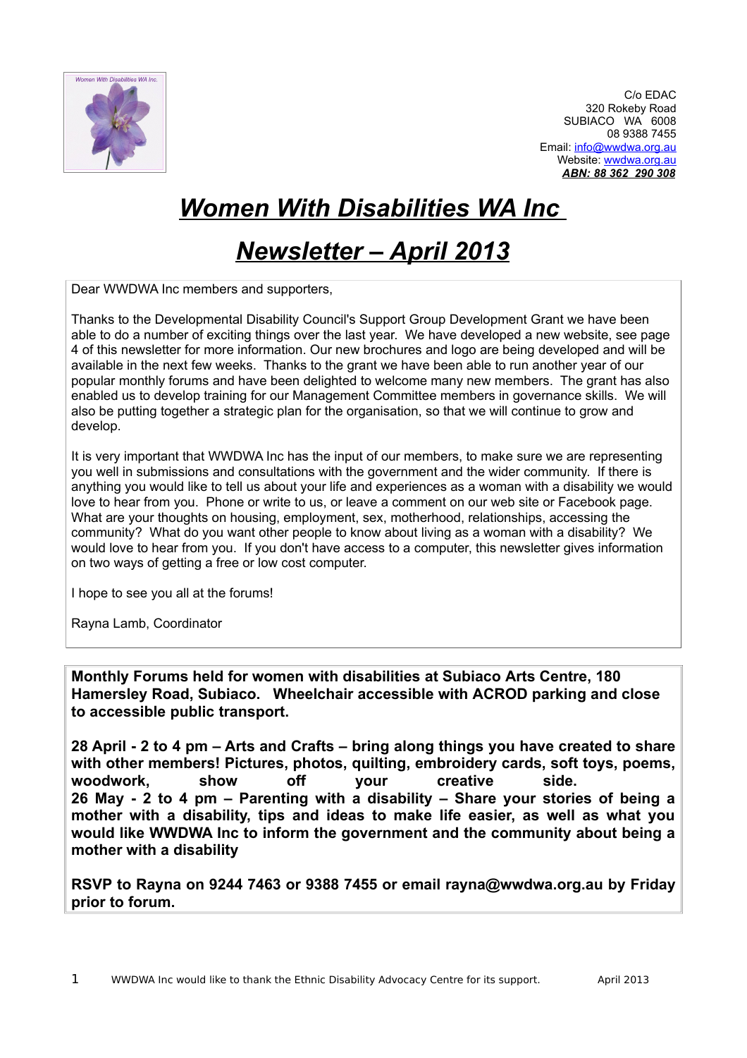C/o EDAC
320 Rokeby Road
SUBIACO WA 6008
08 9388 7455
Email: info@wwdwa.org.au
Website: wwdwa.org.au
***ABN: 88 362 290 308***

# ***Women With Disabilities WA Inc***

# ***Newsletter – April 2013***

Dear WWDWA Inc members and supporters,

Thanks to the Developmental Disability Council's Support Group Development Grant we have been able to do a number of exciting things over the last year. We have developed a new website, see page 4 of this newsletter for more information. Our new brochures and logo are being developed and will be available in the next few weeks. Thanks to the grant we have been able to run another year of our popular monthly forums and have been delighted to welcome many new members. The grant has also enabled us to develop training for our Management Committee members in governance skills. We will also be putting together a strategic plan for the organisation, so that we will continue to grow and develop.

It is very important that WWDWA Inc has the input of our members, to make sure we are representing you well in submissions and consultations with the government and the wider community. If there is anything you would like to tell us about your life and experiences as a woman with a disability we would love to hear from you. Phone or write to us, or leave a comment on our web site or Facebook page. What are your thoughts on housing, employment, sex, motherhood, relationships, accessing the community? What do you want other people to know about living as a woman with a disability? We would love to hear from you. If you don't have access to a computer, this newsletter gives information on two ways of getting a free or low cost computer.

I hope to see you all at the forums!

Rayna Lamb, Coordinator

**Monthly Forums held for women with disabilities at Subiaco Arts Centre, 180 Hamersley Road, Subiaco. Wheelchair accessible with ACROD parking and close to accessible public transport.**

**28 April - 2 to 4 pm – Arts and Crafts – bring along things you have created to share with other members! Pictures, photos, quilting, embroidery cards, soft toys, poems, woodwork, show off your creative side.**
**26 May - 2 to 4 pm – Parenting with a disability – Share your stories of being a mother with a disability, tips and ideas to make life easier, as well as what you would like WWDWA Inc to inform the government and the community about being a mother with a disability**

**RSVP to Rayna on 9244 7463 or 9388 7455 or email rayna@wwdwa.org.au by Friday prior to forum.**

WWDWA Inc would like to thank the Ethnic Disability Advocacy Centre for its support.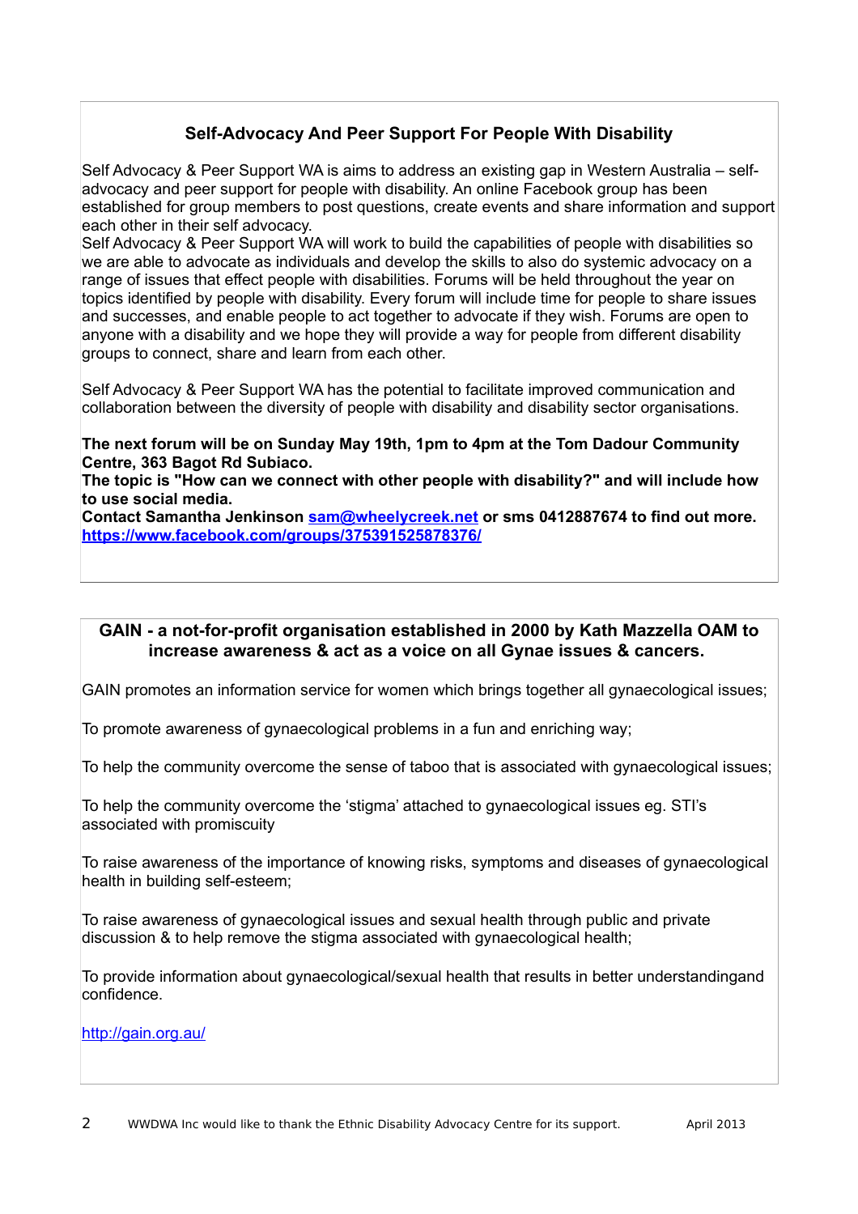## Self-Advocacy And Peer Support For People With Disability

Self Advocacy & Peer Support WA is aims to address an existing gap in Western Australia – self-advocacy and peer support for people with disability. An online Facebook group has been established for group members to post questions, create events and share information and support each other in their self advocacy.

Self Advocacy & Peer Support WA will work to build the capabilities of people with disabilities so we are able to advocate as individuals and develop the skills to also do systemic advocacy on a range of issues that effect people with disabilities. Forums will be held throughout the year on topics identified by people with disability. Every forum will include time for people to share issues and successes, and enable people to act together to advocate if they wish. Forums are open to anyone with a disability and we hope they will provide a way for people from different disability groups to connect, share and learn from each other.

Self Advocacy & Peer Support WA has the potential to facilitate improved communication and collaboration between the diversity of people with disability and disability sector organisations.

**The next forum will be on Sunday May 19th, 1pm to 4pm at the Tom Dadour Community Centre, 363 Bagot Rd Subiaco.**
**The topic is "How can we connect with other people with disability?" and will include how to use social media.**
**Contact Samantha Jenkinson [sam@wheelycreek.net](mailto:sam@wheelycreek.net) or sms 0412887674 to find out more.**
**[https://www.facebook.com/groups/375391525878376/](https://www.facebook.com/groups/375391525878376/)**

## GAIN - a not-for-profit organisation established in 2000 by Kath Mazzella OAM to increase awareness & act as a voice on all Gynae issues & cancers.

GAIN promotes an information service for women which brings together all gynaecological issues;

To promote awareness of gynaecological problems in a fun and enriching way;

To help the community overcome the sense of taboo that is associated with gynaecological issues;

To help the community overcome the 'stigma' attached to gynaecological issues eg. STI's associated with promiscuity

To raise awareness of the importance of knowing risks, symptoms and diseases of gynaecological health in building self-esteem;

To raise awareness of gynaecological issues and sexual health through public and private discussion & to help remove the stigma associated with gynaecological health;

To provide information about gynaecological/sexual health that results in better understandingand confidence.

[http://gain.org.au/](http://gain.org.au/)

WWDWA Inc would like to thank the Ethnic Disability Advocacy Centre for its support.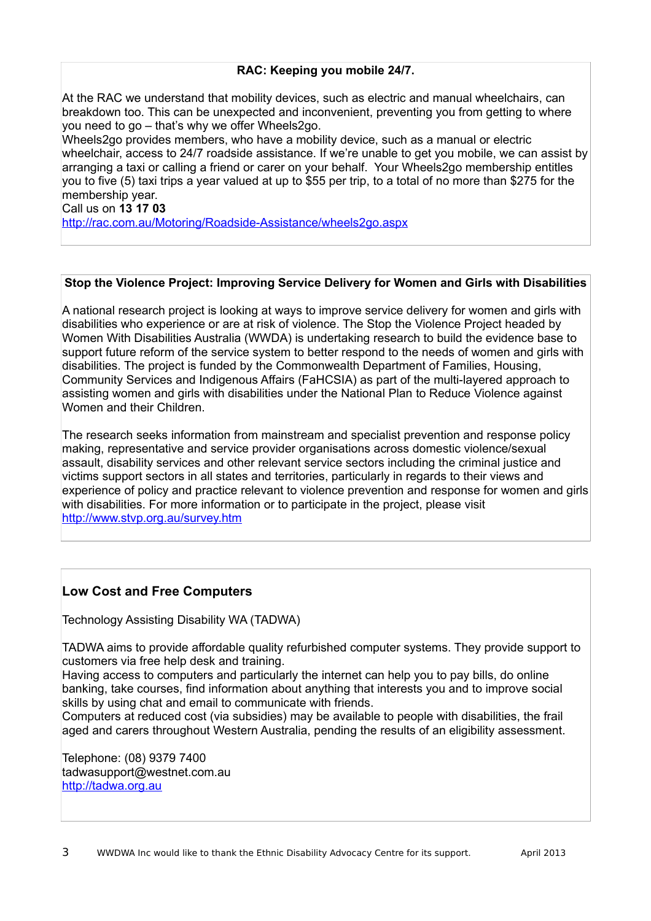**RAC: Keeping you mobile 24/7.**

At the RAC we understand that mobility devices, such as electric and manual wheelchairs, can breakdown too. This can be unexpected and inconvenient, preventing you from getting to where you need to go – that's why we offer Wheels2go.

Wheels2go provides members, who have a mobility device, such as a manual or electric wheelchair, access to 24/7 roadside assistance. If we're unable to get you mobile, we can assist by arranging a taxi or calling a friend or carer on your behalf. Your Wheels2go membership entitles you to five (5) taxi trips a year valued at up to $55 per trip, to a total of no more than $275 for the membership year.

Call us on **13 17 03**

http://rac.com.au/Motoring/Roadside-Assistance/wheels2go.aspx

**Stop the Violence Project: Improving Service Delivery for Women and Girls with Disabilities**

A national research project is looking at ways to improve service delivery for women and girls with disabilities who experience or are at risk of violence. The Stop the Violence Project headed by Women With Disabilities Australia (WWDA) is undertaking research to build the evidence base to support future reform of the service system to better respond to the needs of women and girls with disabilities. The project is funded by the Commonwealth Department of Families, Housing, Community Services and Indigenous Affairs (FaHCSIA) as part of the multi-layered approach to assisting women and girls with disabilities under the National Plan to Reduce Violence against Women and their Children.

The research seeks information from mainstream and specialist prevention and response policy making, representative and service provider organisations across domestic violence/sexual assault, disability services and other relevant service sectors including the criminal justice and victims support sectors in all states and territories, particularly in regards to their views and experience of policy and practice relevant to violence prevention and response for women and girls with disabilities. For more information or to participate in the project, please visit http://www.stvp.org.au/survey.htm

## Low Cost and Free Computers

Technology Assisting Disability WA (TADWA)

TADWA aims to provide affordable quality refurbished computer systems. They provide support to customers via free help desk and training.

Having access to computers and particularly the internet can help you to pay bills, do online banking, take courses, find information about anything that interests you and to improve social skills by using chat and email to communicate with friends.

Computers at reduced cost (via subsidies) may be available to people with disabilities, the frail aged and carers throughout Western Australia, pending the results of an eligibility assessment.

Telephone: (08) 9379 7400
tadwasupport@westnet.com.au
http://tadwa.org.au

WWDWA Inc would like to thank the Ethnic Disability Advocacy Centre for its support.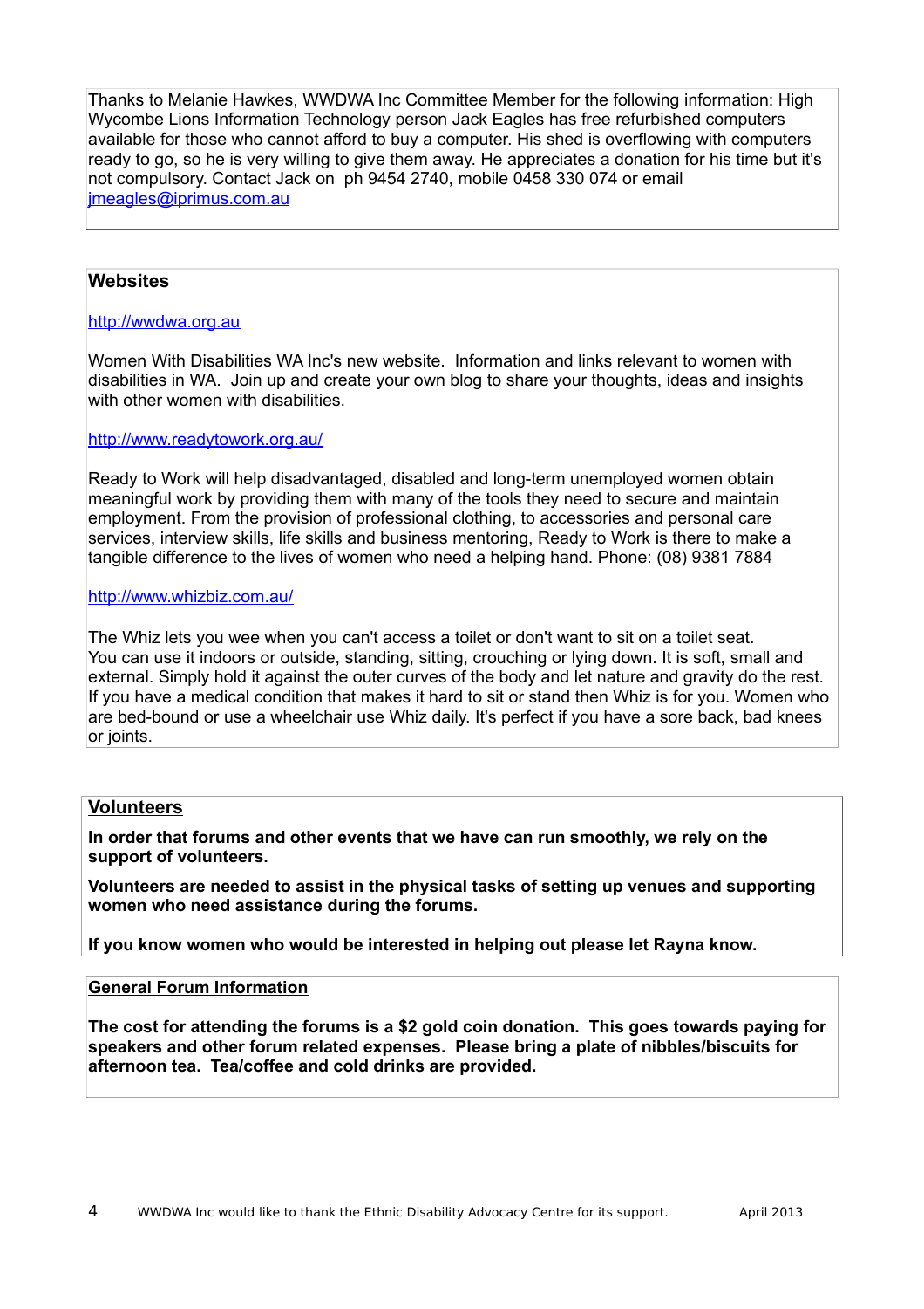Thanks to Melanie Hawkes, WWDWA Inc Committee Member for the following information: High Wycombe Lions Information Technology person Jack Eagles has free refurbished computers available for those who cannot afford to buy a computer. His shed is overflowing with computers ready to go, so he is very willing to give them away. He appreciates a donation for his time but it's not compulsory. Contact Jack on ph 9454 2740, mobile 0458 330 074 or email jmeagles@iprimus.com.au

## Websites

http://wwdwa.org.au

Women With Disabilities WA Inc's new website. Information and links relevant to women with disabilities in WA. Join up and create your own blog to share your thoughts, ideas and insights with other women with disabilities.

http://www.readytowork.org.au/

Ready to Work will help disadvantaged, disabled and long-term unemployed women obtain meaningful work by providing them with many of the tools they need to secure and maintain employment. From the provision of professional clothing, to accessories and personal care services, interview skills, life skills and business mentoring, Ready to Work is there to make a tangible difference to the lives of women who need a helping hand. Phone: (08) 9381 7884

http://www.whizbiz.com.au/

The Whiz lets you wee when you can't access a toilet or don't want to sit on a toilet seat. You can use it indoors or outside, standing, sitting, crouching or lying down. It is soft, small and external. Simply hold it against the outer curves of the body and let nature and gravity do the rest. If you have a medical condition that makes it hard to sit or stand then Whiz is for you. Women who are bed-bound or use a wheelchair use Whiz daily. It's perfect if you have a sore back, bad knees or joints.

## Volunteers

**In order that forums and other events that we have can run smoothly, we rely on the support of volunteers.**

**Volunteers are needed to assist in the physical tasks of setting up venues and supporting women who need assistance during the forums.**

**If you know women who would be interested in helping out please let Rayna know.**

## General Forum Information

**The cost for attending the forums is a $2 gold coin donation. This goes towards paying for speakers and other forum related expenses. Please bring a plate of nibbles/biscuits for afternoon tea. Tea/coffee and cold drinks are provided.**

WWDWA Inc would like to thank the Ethnic Disability Advocacy Centre for its support.